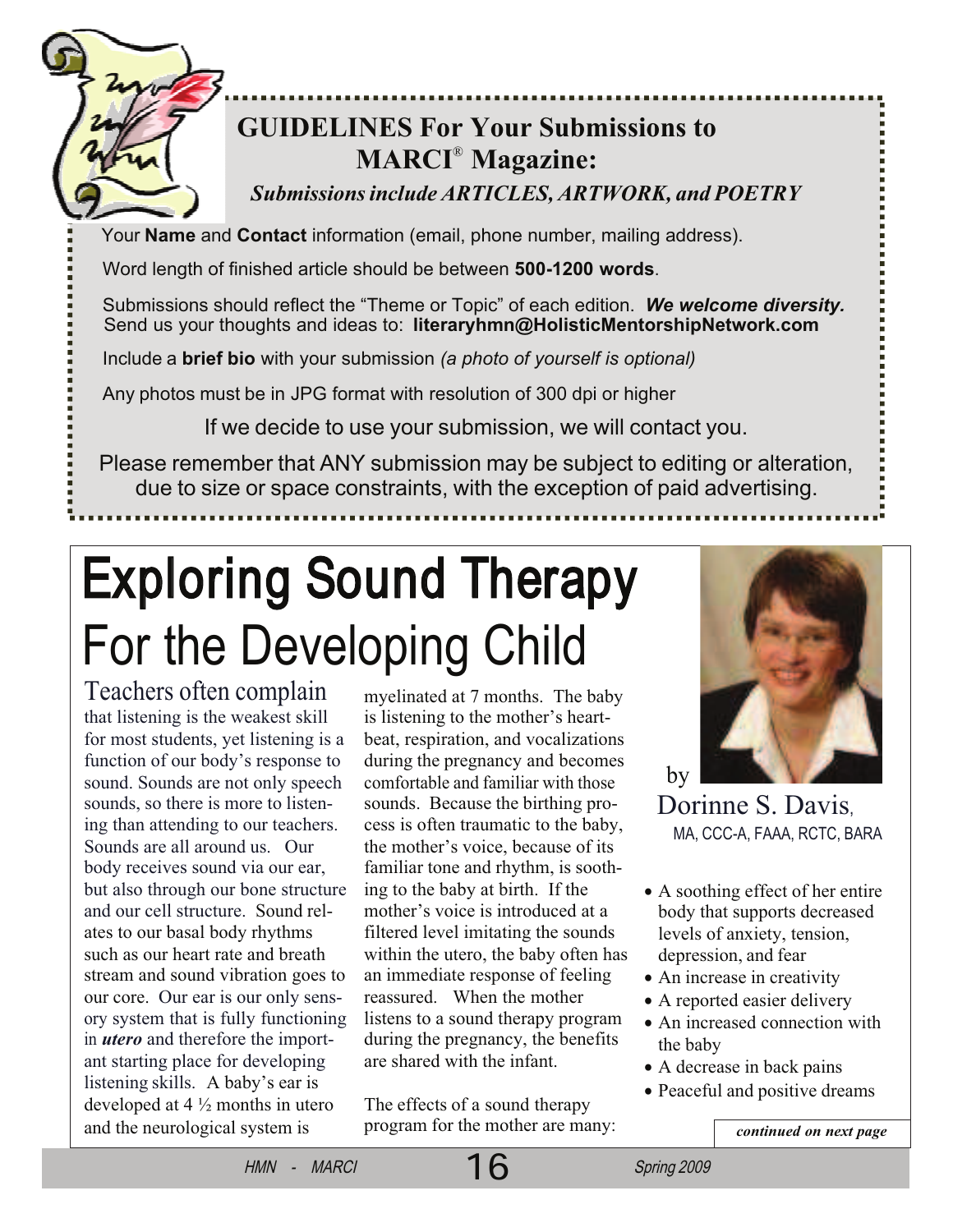## GUIDELINES For Your Submissions to MARCI® Magazine:

*Submissions include ARTICLES, ARTWORK, and POETRY*

Your **Name** and **Contact** information (email, phone number, mailing address).

Word length of finished article should be between **500-1200 words**.

Submissions should reflect the "Theme or Topic" of each edition. ***We welcome diversity.*** Send us your thoughts and ideas to: **literaryhmn@HolisticMentorshipNetwork.com**

Include a **brief bio** with your submission *(a photo of yourself is optional)*

Any photos must be in JPG format with resolution of 300 dpi or higher

If we decide to use your submission, we will contact you.

Please remember that ANY submission may be subject to editing or alteration, due to size or space constraints, with the exception of paid advertising.

# Exploring Sound Therapy For the Developing Child

by Dorinne S. Davis, MA, CCC-A, FAAA, RCTC, BARA

Teachers often complain that listening is the weakest skill for most students, yet listening is a function of our body's response to sound. Sounds are not only speech sounds, so there is more to listening than attending to our teachers. Sounds are all around us. Our body receives sound via our ear, but also through our bone structure and our cell structure. Sound relates to our basal body rhythms such as our heart rate and breath stream and sound vibration goes to our core. Our ear is our only sensory system that is fully functioning in ***utero*** and therefore the important starting place for developing listening skills. A baby's ear is developed at 4 ½ months in utero and the neurological system is myelinated at 7 months. The baby is listening to the mother's heartbeat, respiration, and vocalizations during the pregnancy and becomes comfortable and familiar with those sounds. Because the birthing process is often traumatic to the baby, the mother's voice, because of its familiar tone and rhythm, is soothing to the baby at birth. If the mother's voice is introduced at a filtered level imitating the sounds within the utero, the baby often has an immediate response of feeling reassured. When the mother listens to a sound therapy program during the pregnancy, the benefits are shared with the infant.

The effects of a sound therapy program for the mother are many:

- A soothing effect of her entire body that supports decreased levels of anxiety, tension, depression, and fear
- An increase in creativity
- A reported easier delivery
- An increased connection with the baby
- A decrease in back pains
- Peaceful and positive dreams

*continued on next page*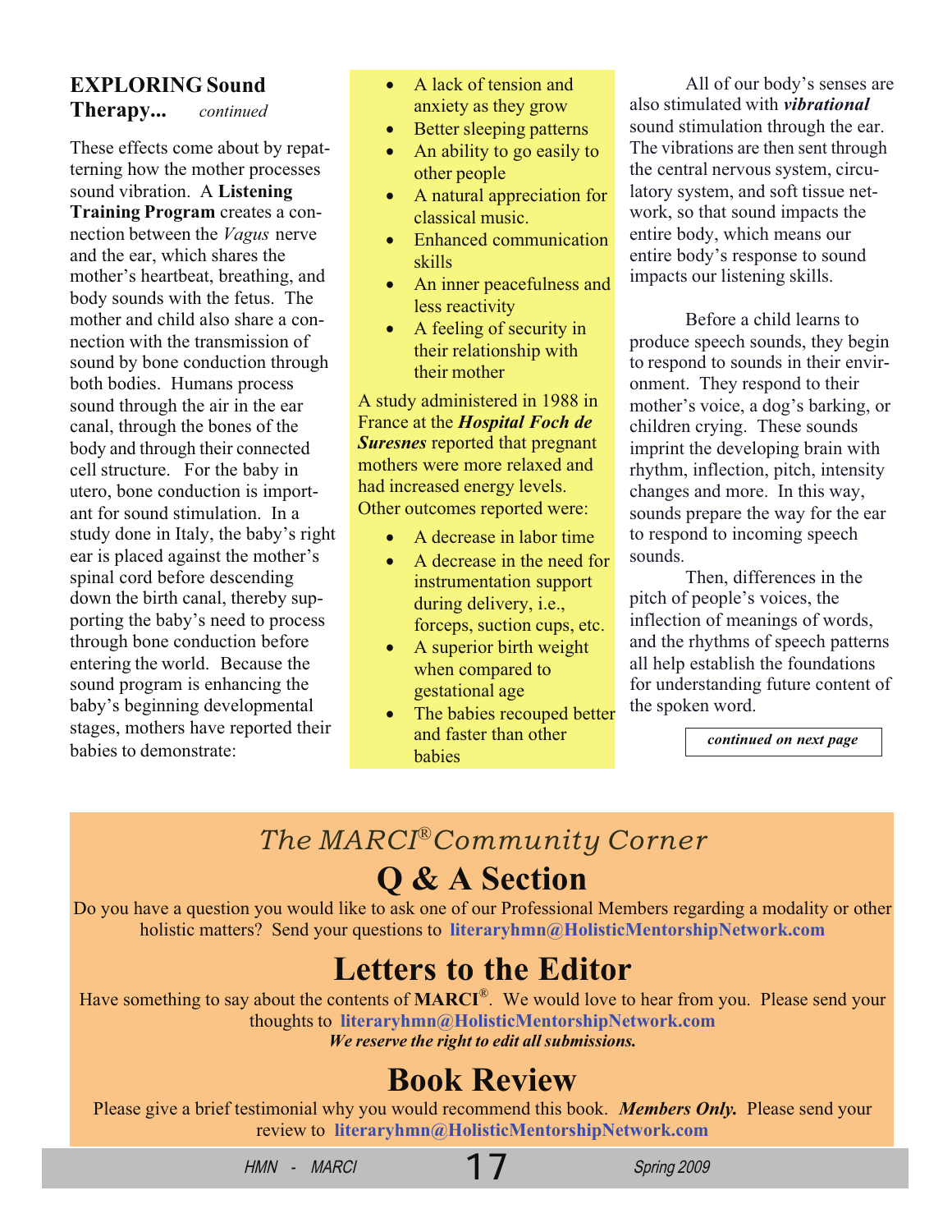## EXPLORING Sound Therapy... *continued*

These effects come about by repatterning how the mother processes sound vibration. A **Listening Training Program** creates a connection between the *Vagus* nerve and the ear, which shares the mother's heartbeat, breathing, and body sounds with the fetus. The mother and child also share a connection with the transmission of sound by bone conduction through both bodies. Humans process sound through the air in the ear canal, through the bones of the body and through their connected cell structure. For the baby in utero, bone conduction is important for sound stimulation. In a study done in Italy, the baby's right ear is placed against the mother's spinal cord before descending down the birth canal, thereby supporting the baby's need to process through bone conduction before entering the world. Because the sound program is enhancing the baby's beginning developmental stages, mothers have reported their babies to demonstrate:

- A lack of tension and anxiety as they grow
- Better sleeping patterns
- An ability to go easily to other people
- A natural appreciation for classical music.
- Enhanced communication skills
- An inner peacefulness and less reactivity
- A feeling of security in their relationship with their mother

A study administered in 1988 in France at the ***Hospital Foch de Suresnes*** reported that pregnant mothers were more relaxed and had increased energy levels. Other outcomes reported were:

- A decrease in labor time
- A decrease in the need for instrumentation support during delivery, i.e., forceps, suction cups, etc.
- A superior birth weight when compared to gestational age
- The babies recouped better and faster than other babies

All of our body's senses are also stimulated with ***vibrational*** sound stimulation through the ear. The vibrations are then sent through the central nervous system, circulatory system, and soft tissue network, so that sound impacts the entire body, which means our entire body's response to sound impacts our listening skills.

Before a child learns to produce speech sounds, they begin to respond to sounds in their environment. They respond to their mother's voice, a dog's barking, or children crying. These sounds imprint the developing brain with rhythm, inflection, pitch, intensity changes and more. In this way, sounds prepare the way for the ear to respond to incoming speech sounds.

Then, differences in the pitch of people's voices, the inflection of meanings of words, and the rhythms of speech patterns all help establish the foundations for understanding future content of the spoken word.

***continued on next page***

---

*The MARCI® Community Corner*

# Q & A Section

Do you have a question you would like to ask one of our Professional Members regarding a modality or other holistic matters? Send your questions to **literaryhmn@HolisticMentorshipNetwork.com**

# Letters to the Editor

Have something to say about the contents of **MARCI®**. We would love to hear from you. Please send your thoughts to **literaryhmn@HolisticMentorshipNetwork.com**

***We reserve the right to edit all submissions.***

# Book Review

Please give a brief testimonial why you would recommend this book. ***Members Only.*** Please send your review to **literaryhmn@HolisticMentorshipNetwork.com**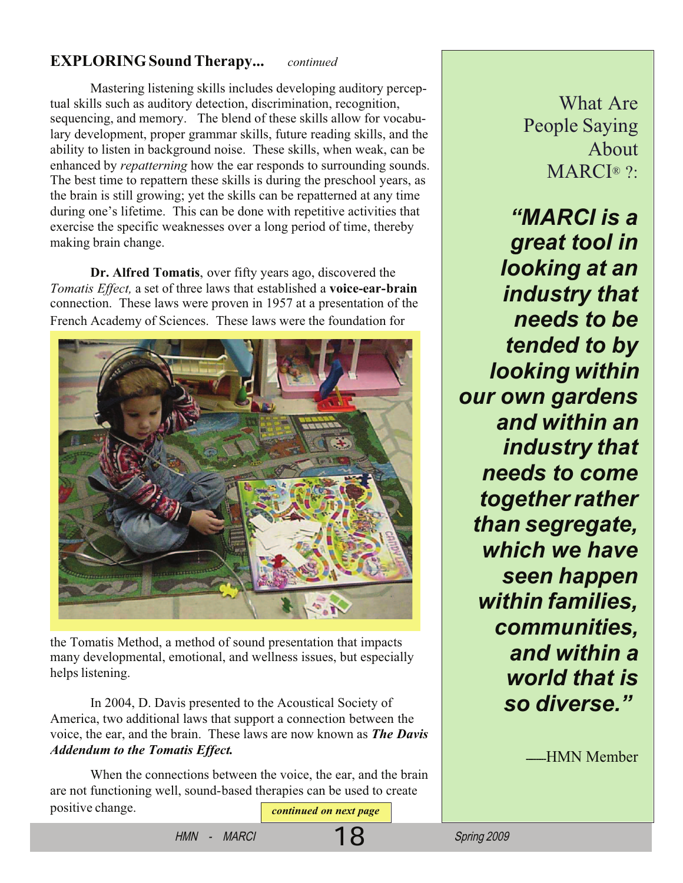**EXPLORING Sound Therapy...** *continued*

Mastering listening skills includes developing auditory perceptual skills such as auditory detection, discrimination, recognition, sequencing, and memory. The blend of these skills allow for vocabulary development, proper grammar skills, future reading skills, and the ability to listen in background noise. These skills, when weak, can be enhanced by *repatterning* how the ear responds to surrounding sounds. The best time to repattern these skills is during the preschool years, as the brain is still growing; yet the skills can be repatterned at any time during one's lifetime. This can be done with repetitive activities that exercise the specific weaknesses over a long period of time, thereby making brain change.

**Dr. Alfred Tomatis**, over fifty years ago, discovered the *Tomatis Effect,* a set of three laws that established a **voice-ear-brain** connection. These laws were proven in 1957 at a presentation of the French Academy of Sciences. These laws were the foundation for the Tomatis Method, a method of sound presentation that impacts many developmental, emotional, and wellness issues, but especially helps listening.

In 2004, D. Davis presented to the Acoustical Society of America, two additional laws that support a connection between the voice, the ear, and the brain. These laws are now known as ***The Davis Addendum to the Tomatis Effect.***

When the connections between the voice, the ear, and the brain are not functioning well, sound-based therapies can be used to create positive change.

***continued on next page***

What Are People Saying About MARCI® ?:

***"MARCI is a great tool in looking at an industry that needs to be tended to by looking within our own gardens and within an industry that needs to come together rather than segregate, which we have seen happen within families, communities, and within a world that is so diverse."***

—HMN Member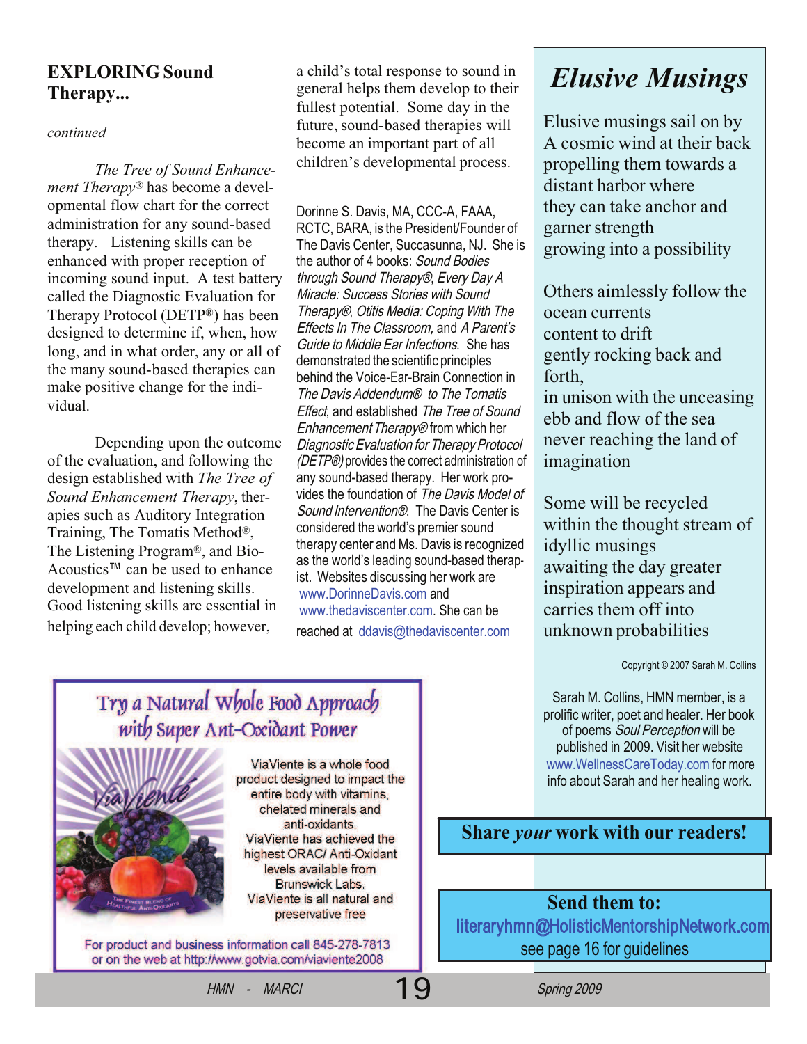## EXPLORING Sound Therapy...

*continued*

*The Tree of Sound Enhancement Therapy*® has become a developmental flow chart for the correct administration for any sound-based therapy. Listening skills can be enhanced with proper reception of incoming sound input. A test battery called the Diagnostic Evaluation for Therapy Protocol (DETP®) has been designed to determine if, when, how long, and in what order, any or all of the many sound-based therapies can make positive change for the individual.

Depending upon the outcome of the evaluation, and following the design established with *The Tree of Sound Enhancement Therapy*, therapies such as Auditory Integration Training, The Tomatis Method®, The Listening Program®, and Bio-Acoustics™ can be used to enhance development and listening skills. Good listening skills are essential in helping each child develop; however, a child's total response to sound in general helps them develop to their fullest potential. Some day in the future, sound-based therapies will become an important part of all children's developmental process.

Dorinne S. Davis, MA, CCC-A, FAAA, RCTC, BARA, is the President/Founder of The Davis Center, Succasunna, NJ. She is the author of 4 books: *Sound Bodies through Sound Therapy®*, *Every Day A Miracle: Success Stories with Sound Therapy®*, *Otitis Media: Coping With The Effects In The Classroom,* and *A Parent's Guide to Middle Ear Infections*. She has demonstrated the scientific principles behind the Voice-Ear-Brain Connection in *The Davis Addendum® to The Tomatis Effect*, and established *The Tree of Sound Enhancement Therapy®* from which her *Diagnostic Evaluation for Therapy Protocol (DETP®)* provides the correct administration of any sound-based therapy. Her work provides the foundation of *The Davis Model of Sound Intervention®*. The Davis Center is considered the world's premier sound therapy center and Ms. Davis is recognized as the world's leading sound-based therapist. Websites discussing her work are www.DorinneDavis.com and www.thedaviscenter.com. She can be reached at ddavis@thedaviscenter.com

## *Elusive Musings*

Elusive musings sail on by
A cosmic wind at their back
propelling them towards a
distant harbor where
they can take anchor and
garner strength
growing into a possibility

Others aimlessly follow the
ocean currents
content to drift
gently rocking back and
forth,
in unison with the unceasing
ebb and flow of the sea
never reaching the land of
imagination

Some will be recycled
within the thought stream of
idyllic musings
awaiting the day greater
inspiration appears and
carries them off into
unknown probabilities

Copyright © 2007 Sarah M. Collins

Sarah M. Collins, HMN member, is a prolific writer, poet and healer. Her book of poems *Soul Perception* will be published in 2009. Visit her website www.WellnessCareToday.com for more info about Sarah and her healing work.

**Try a Natural Whole Food Approach with Super Ant-Oxidant Power**

ViaViente is a whole food product designed to impact the entire body with vitamins, chelated minerals and anti-oxidants.
ViaViente has achieved the highest ORAC/ Anti-Oxidant levels available from Brunswick Labs.
ViaViente is all natural and preservative free

For product and business information call 845-278-7813 or on the web at http://www.gotvia.com/viaviente2008

**Share *your* work with our readers!**

**Send them to:**
literaryhmn@HolisticMentorshipNetwork.com
see page 16 for guidelines